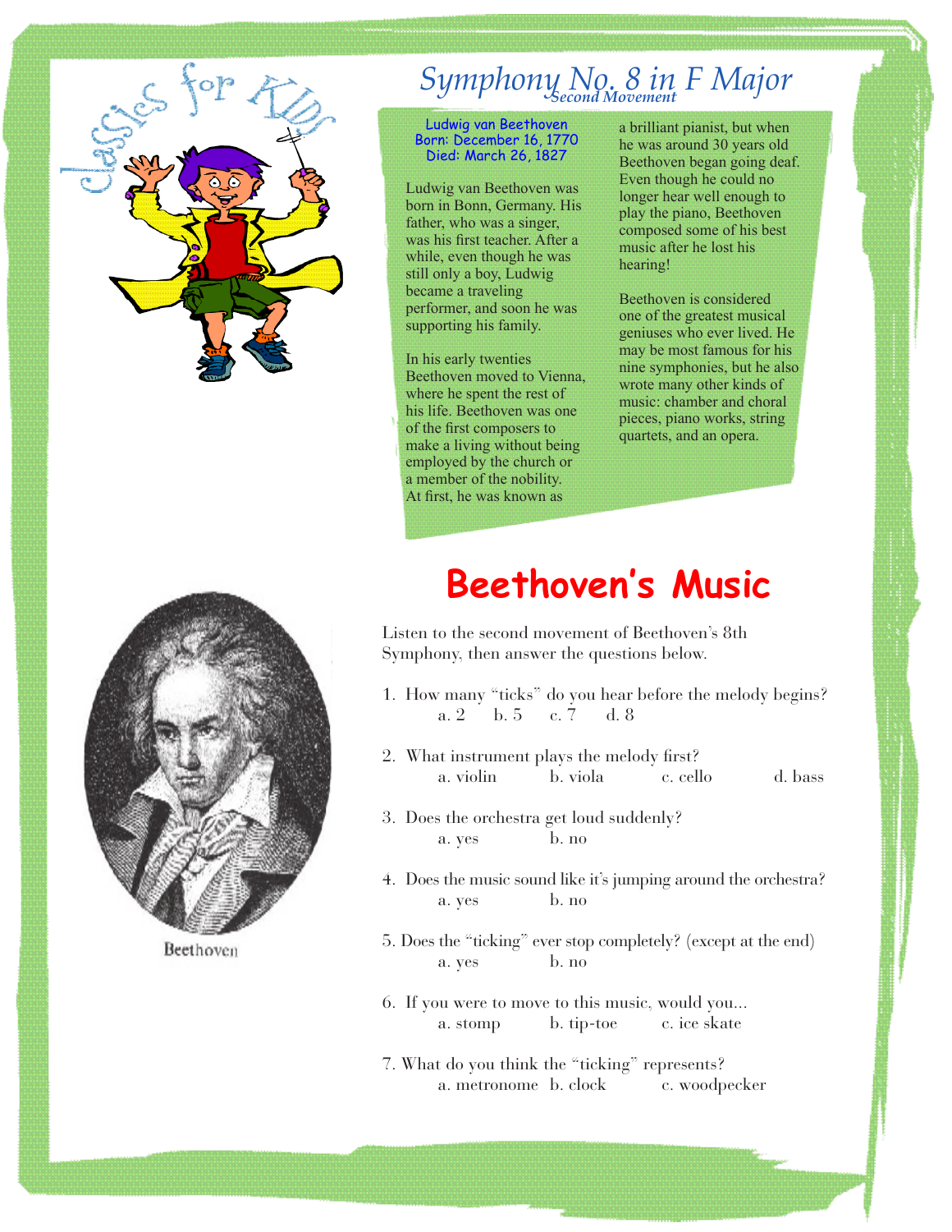Classics for KIDS

# Symphony No. 8 in F Major

*Second Movement*

Ludwig van Beethoven
Born: December 16, 1770
Died: March 26, 1827

Ludwig van Beethoven was born in Bonn, Germany. His father, who was a singer, was his first teacher. After a while, even though he was still only a boy, Ludwig became a traveling performer, and soon he was supporting his family.

In his early twenties Beethoven moved to Vienna, where he spent the rest of his life. Beethoven was one of the first composers to make a living without being employed by the church or a member of the nobility. At first, he was known as a brilliant pianist, but when he was around 30 years old Beethoven began going deaf. Even though he could no longer hear well enough to play the piano, Beethoven composed some of his best music after he lost his hearing!

Beethoven is considered one of the greatest musical geniuses who ever lived. He may be most famous for his nine symphonies, but he also wrote many other kinds of music: chamber and choral pieces, piano works, string quartets, and an opera.

Beethoven

## Beethoven's Music

Listen to the second movement of Beethoven's 8th Symphony, then answer the questions below.

1. How many "ticks" do you hear before the melody begins?
   a. 2 b. 5 c. 7 d. 8

2. What instrument plays the melody first?
   a. violin b. viola c. cello d. bass

3. Does the orchestra get loud suddenly?
   a. yes b. no

4. Does the music sound like it's jumping around the orchestra?
   a. yes b. no

5. Does the "ticking" ever stop completely? (except at the end)
   a. yes b. no

6. If you were to move to this music, would you...
   a. stomp b. tip-toe c. ice skate

7. What do you think the "ticking" represents?
   a. metronome b. clock c. woodpecker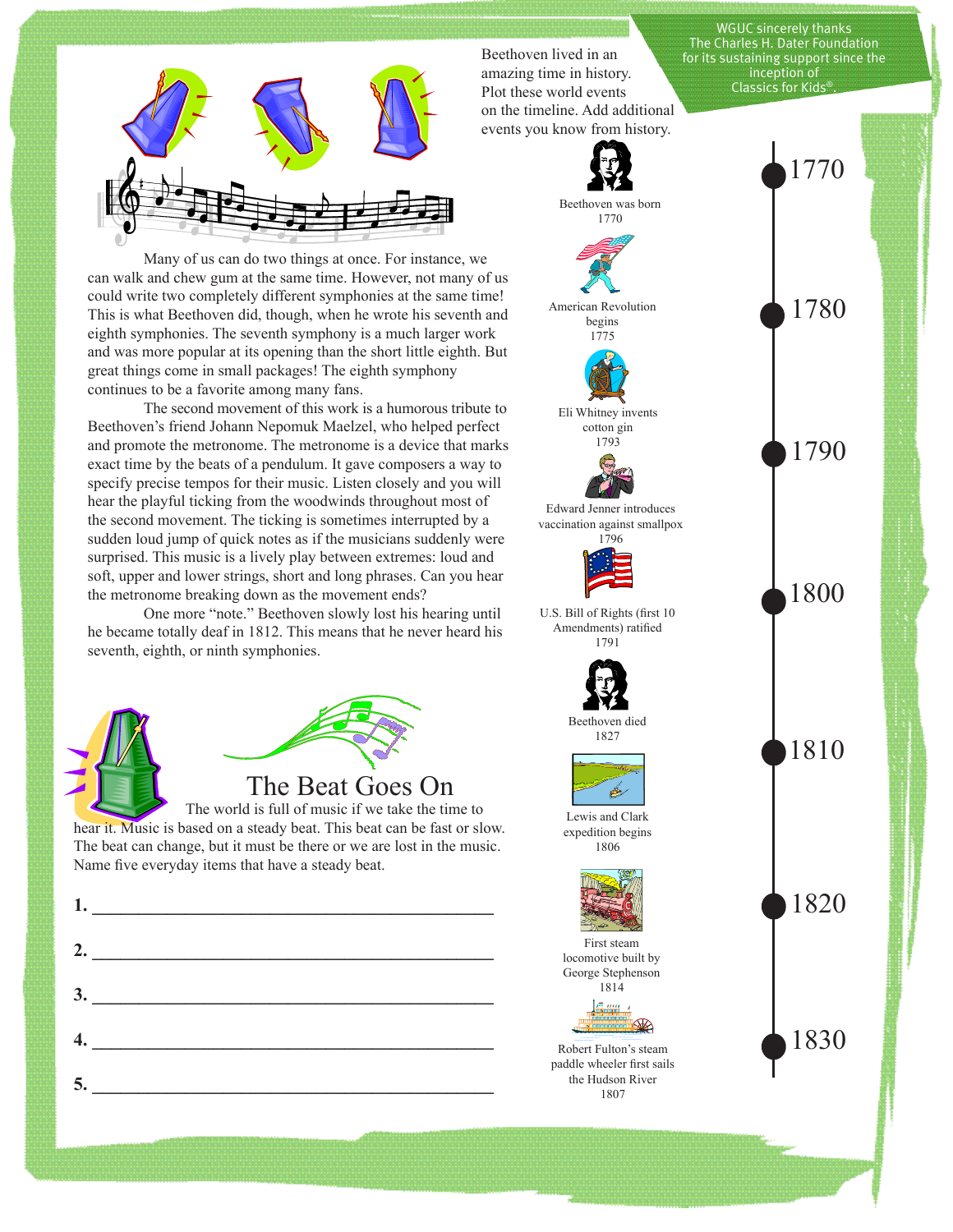WGUC sincerely thanks The Charles H. Dater Foundation for its sustaining support since the inception of Classics for Kids®.

Many of us can do two things at once. For instance, we can walk and chew gum at the same time. However, not many of us could write two completely different symphonies at the same time! This is what Beethoven did, though, when he wrote his seventh and eighth symphonies. The seventh symphony is a much larger work and was more popular at its opening than the short little eighth. But great things come in small packages! The eighth symphony continues to be a favorite among many fans.

The second movement of this work is a humorous tribute to Beethoven's friend Johann Nepomuk Maelzel, who helped perfect and promote the metronome. The metronome is a device that marks exact time by the beats of a pendulum. It gave composers a way to specify precise tempos for their music. Listen closely and you will hear the playful ticking from the woodwinds throughout most of the second movement. The ticking is sometimes interrupted by a sudden loud jump of quick notes as if the musicians suddenly were surprised. This music is a lively play between extremes: loud and soft, upper and lower strings, short and long phrases. Can you hear the metronome breaking down as the movement ends?

One more "note." Beethoven slowly lost his hearing until he became totally deaf in 1812. This means that he never heard his seventh, eighth, or ninth symphonies.

## The Beat Goes On

The world is full of music if we take the time to hear it. Music is based on a steady beat. This beat can be fast or slow. The beat can change, but it must be there or we are lost in the music. Name five everyday items that have a steady beat.

**1.** ____________________________________________

**2.** ____________________________________________

**3.** ____________________________________________

**4.** ____________________________________________

**5.** ____________________________________________

Beethoven lived in an amazing time in history. Plot these world events on the timeline. Add additional events you know from history.

Beethoven was born
1770

American Revolution begins
1775

Eli Whitney invents cotton gin
1793

Edward Jenner introduces vaccination against smallpox
1796

U.S. Bill of Rights (first 10 Amendments) ratified
1791

Beethoven died
1827

Lewis and Clark expedition begins
1806

First steam locomotive built by George Stephenson
1814

Robert Fulton's steam paddle wheeler first sails the Hudson River
1807

1770

1780

1790

1800

1810

1820

1830